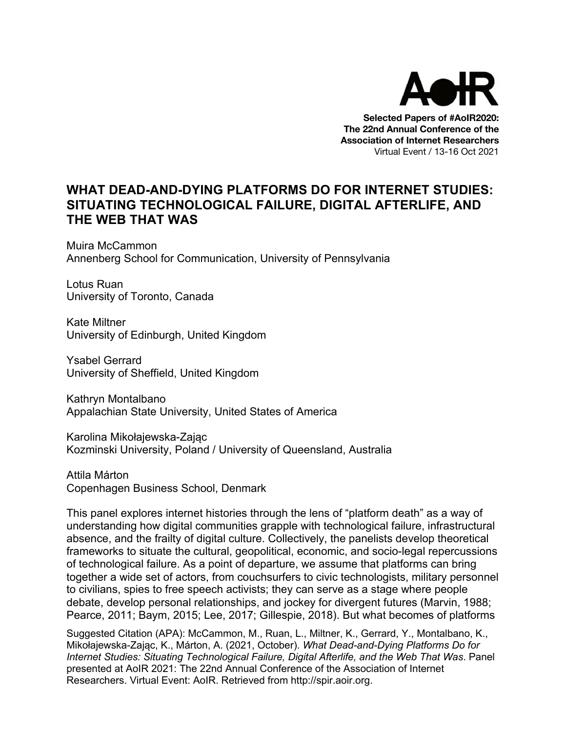AoIR

**Selected Papers of #AoIR2020:**
**The 22nd Annual Conference of the**
**Association of Internet Researchers**
Virtual Event / 13-16 Oct 2021

# WHAT DEAD-AND-DYING PLATFORMS DO FOR INTERNET STUDIES: SITUATING TECHNOLOGICAL FAILURE, DIGITAL AFTERLIFE, AND THE WEB THAT WAS

Muira McCammon
Annenberg School for Communication, University of Pennsylvania

Lotus Ruan
University of Toronto, Canada

Kate Miltner
University of Edinburgh, United Kingdom

Ysabel Gerrard
University of Sheffield, United Kingdom

Kathryn Montalbano
Appalachian State University, United States of America

Karolina Mikołajewska-Zając
Kozminski University, Poland / University of Queensland, Australia

Attila Márton
Copenhagen Business School, Denmark

This panel explores internet histories through the lens of "platform death" as a way of understanding how digital communities grapple with technological failure, infrastructural absence, and the frailty of digital culture. Collectively, the panelists develop theoretical frameworks to situate the cultural, geopolitical, economic, and socio-legal repercussions of technological failure. As a point of departure, we assume that platforms can bring together a wide set of actors, from couchsurfers to civic technologists, military personnel to civilians, spies to free speech activists; they can serve as a stage where people debate, develop personal relationships, and jockey for divergent futures (Marvin, 1988; Pearce, 2011; Baym, 2015; Lee, 2017; Gillespie, 2018). But what becomes of platforms

Suggested Citation (APA): McCammon, M., Ruan, L., Miltner, K., Gerrard, Y., Montalbano, K., Mikołajewska-Zając, K., Márton, A. (2021, October). *What Dead-and-Dying Platforms Do for Internet Studies: Situating Technological Failure, Digital Afterlife, and the Web That Was*. Panel presented at AoIR 2021: The 22nd Annual Conference of the Association of Internet Researchers. Virtual Event: AoIR. Retrieved from http://spir.aoir.org.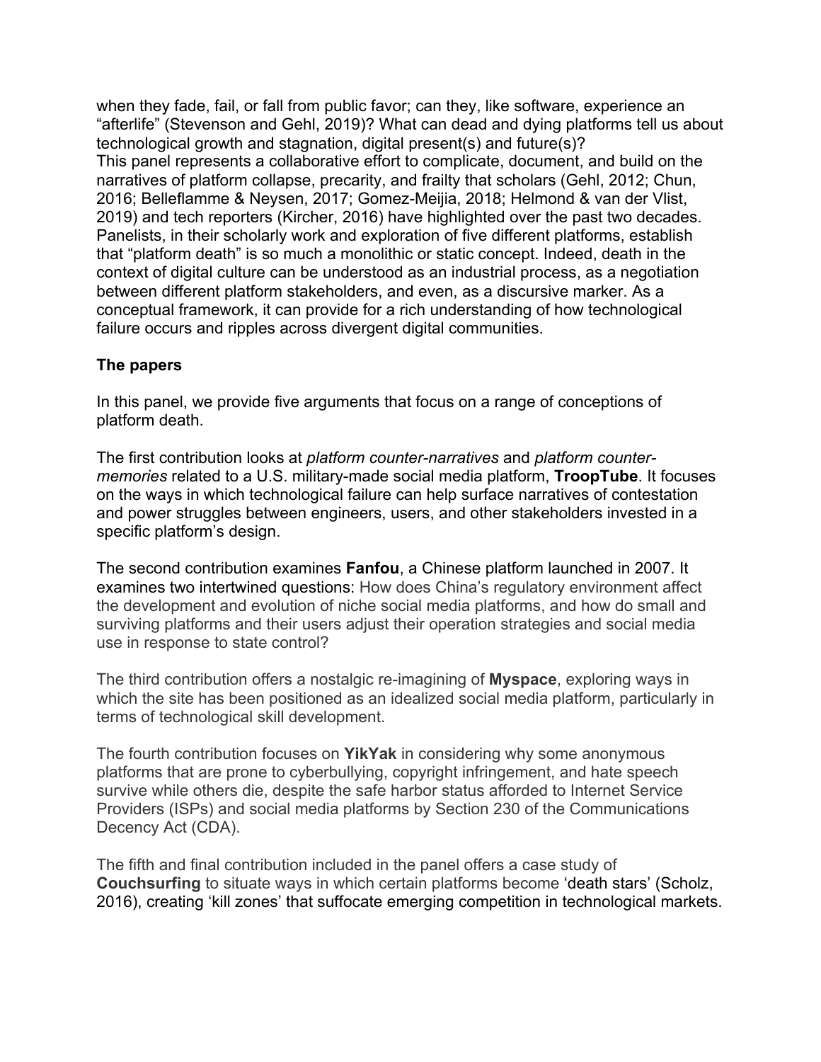when they fade, fail, or fall from public favor; can they, like software, experience an "afterlife" (Stevenson and Gehl, 2019)? What can dead and dying platforms tell us about technological growth and stagnation, digital present(s) and future(s)?
This panel represents a collaborative effort to complicate, document, and build on the narratives of platform collapse, precarity, and frailty that scholars (Gehl, 2012; Chun, 2016; Belleflamme & Neysen, 2017; Gomez-Meijia, 2018; Helmond & van der Vlist, 2019) and tech reporters (Kircher, 2016) have highlighted over the past two decades. Panelists, in their scholarly work and exploration of five different platforms, establish that "platform death" is so much a monolithic or static concept. Indeed, death in the context of digital culture can be understood as an industrial process, as a negotiation between different platform stakeholders, and even, as a discursive marker. As a conceptual framework, it can provide for a rich understanding of how technological failure occurs and ripples across divergent digital communities.

**The papers**

In this panel, we provide five arguments that focus on a range of conceptions of platform death.

The first contribution looks at *platform counter-narratives* and *platform counter-memories* related to a U.S. military-made social media platform, **TroopTube**. It focuses on the ways in which technological failure can help surface narratives of contestation and power struggles between engineers, users, and other stakeholders invested in a specific platform's design.

The second contribution examines **Fanfou**, a Chinese platform launched in 2007. It examines two intertwined questions: How does China's regulatory environment affect the development and evolution of niche social media platforms, and how do small and surviving platforms and their users adjust their operation strategies and social media use in response to state control?

The third contribution offers a nostalgic re-imagining of **Myspace**, exploring ways in which the site has been positioned as an idealized social media platform, particularly in terms of technological skill development.

The fourth contribution focuses on **YikYak** in considering why some anonymous platforms that are prone to cyberbullying, copyright infringement, and hate speech survive while others die, despite the safe harbor status afforded to Internet Service Providers (ISPs) and social media platforms by Section 230 of the Communications Decency Act (CDA).

The fifth and final contribution included in the panel offers a case study of **Couchsurfing** to situate ways in which certain platforms become 'death stars' (Scholz, 2016), creating 'kill zones' that suffocate emerging competition in technological markets.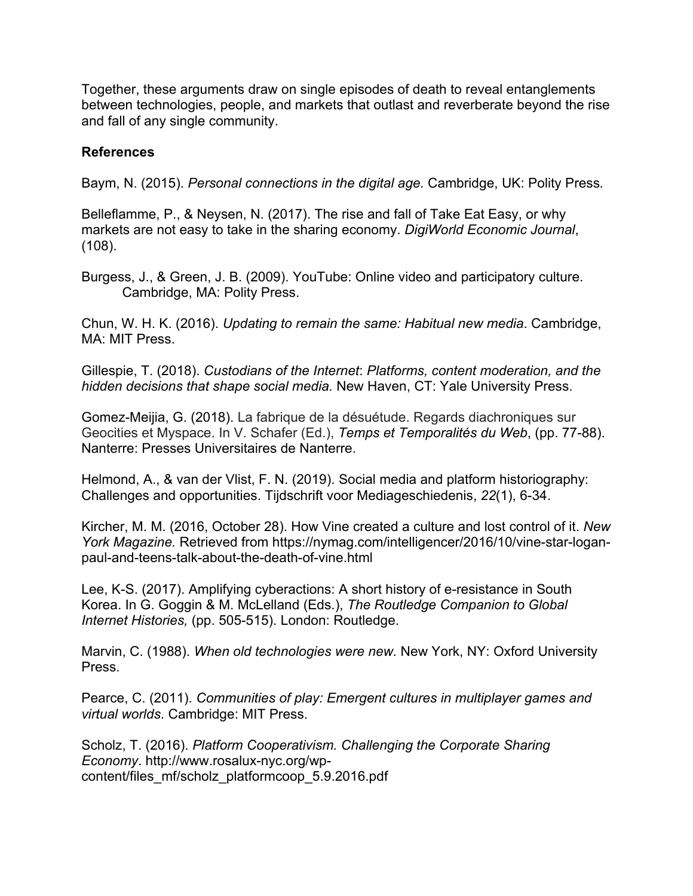Together, these arguments draw on single episodes of death to reveal entanglements between technologies, people, and markets that outlast and reverberate beyond the rise and fall of any single community.

**References**

Baym, N. (2015). *Personal connections in the digital age.* Cambridge, UK: Polity Press.

Belleflamme, P., & Neysen, N. (2017). The rise and fall of Take Eat Easy, or why markets are not easy to take in the sharing economy. *DigiWorld Economic Journal*, (108).

Burgess, J., & Green, J. B. (2009). YouTube: Online video and participatory culture. Cambridge, MA: Polity Press.

Chun, W. H. K. (2016). *Updating to remain the same: Habitual new media*. Cambridge, MA: MIT Press.

Gillespie, T. (2018). *Custodians of the Internet*: *Platforms, content moderation, and the hidden decisions that shape social media.* New Haven, CT: Yale University Press.

Gomez-Meijia, G. (2018). La fabrique de la désuétude. Regards diachroniques sur Geocities et Myspace. In V. Schafer (Ed.), *Temps et Temporalités du Web*, (pp. 77-88). Nanterre: Presses Universitaires de Nanterre.

Helmond, A., & van der Vlist, F. N. (2019). Social media and platform historiography: Challenges and opportunities. Tijdschrift voor Mediageschiedenis, *22*(1), 6-34.

Kircher, M. M. (2016, October 28). How Vine created a culture and lost control of it. *New York Magazine.* Retrieved from https://nymag.com/intelligencer/2016/10/vine-star-logan-paul-and-teens-talk-about-the-death-of-vine.html

Lee, K-S. (2017). Amplifying cyberactions: A short history of e-resistance in South Korea. In G. Goggin & M. McLelland (Eds.), *The Routledge Companion to Global Internet Histories,* (pp. 505-515). London: Routledge.

Marvin, C. (1988). *When old technologies were new.* New York, NY: Oxford University Press.

Pearce, C. (2011). *Communities of play: Emergent cultures in multiplayer games and virtual worlds*. Cambridge: MIT Press.

Scholz, T. (2016). *Platform Cooperativism. Challenging the Corporate Sharing Economy*. http://www.rosalux-nyc.org/wp-content/files_mf/scholz_platformcoop_5.9.2016.pdf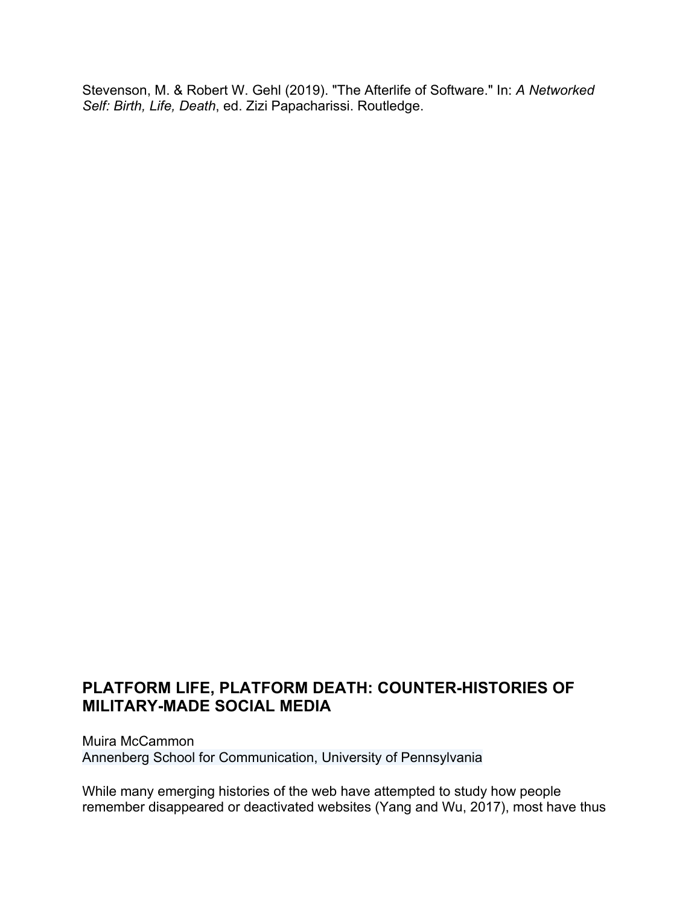Stevenson, M. & Robert W. Gehl (2019). "The Afterlife of Software." In: *A Networked Self: Birth, Life, Death*, ed. Zizi Papacharissi. Routledge.

## PLATFORM LIFE, PLATFORM DEATH: COUNTER-HISTORIES OF MILITARY-MADE SOCIAL MEDIA

Muira McCammon
Annenberg School for Communication, University of Pennsylvania

While many emerging histories of the web have attempted to study how people remember disappeared or deactivated websites (Yang and Wu, 2017), most have thus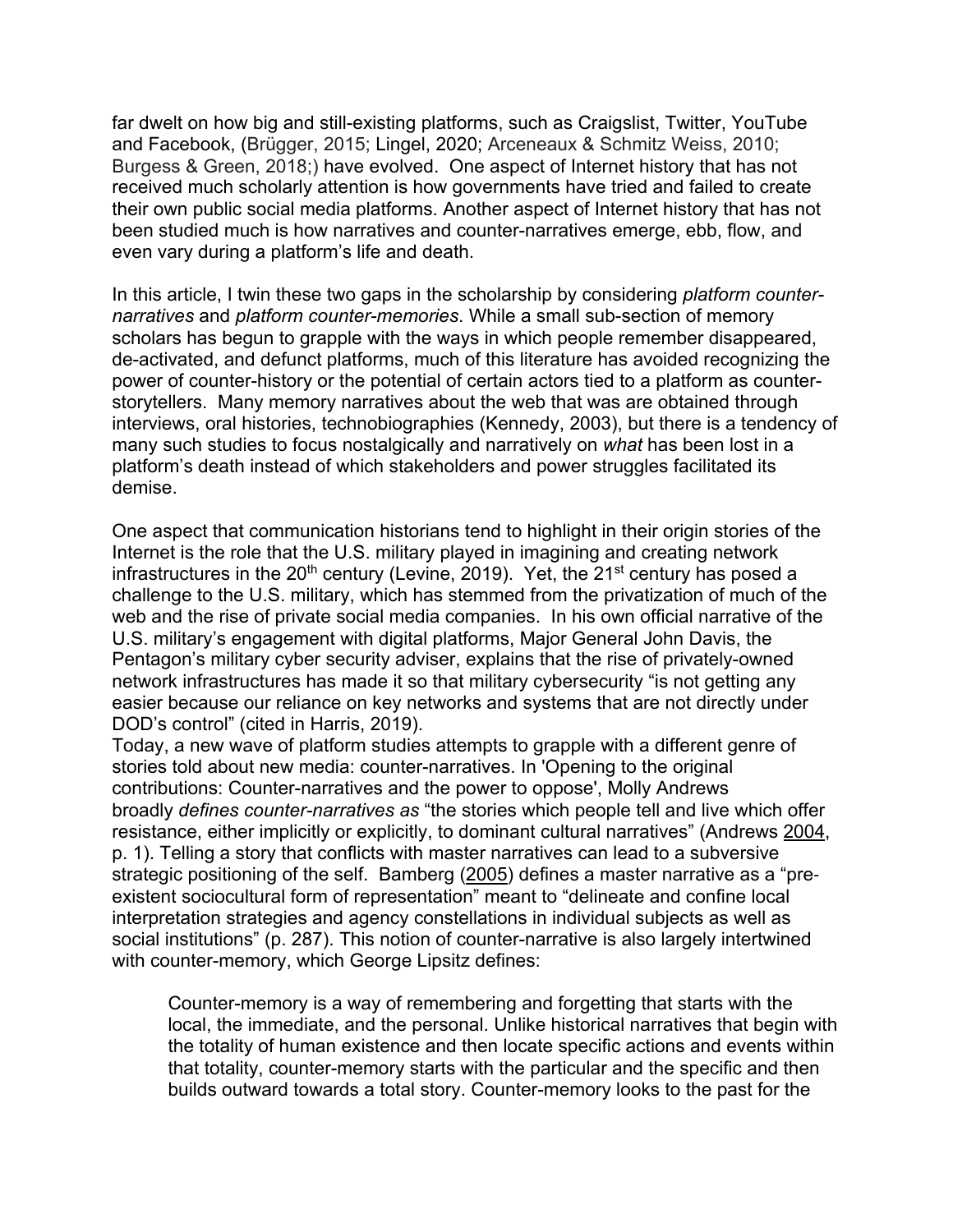far dwelt on how big and still-existing platforms, such as Craigslist, Twitter, YouTube and Facebook, (Brügger, 2015; Lingel, 2020; Arceneaux & Schmitz Weiss, 2010; Burgess & Green, 2018;) have evolved. One aspect of Internet history that has not received much scholarly attention is how governments have tried and failed to create their own public social media platforms. Another aspect of Internet history that has not been studied much is how narratives and counter-narratives emerge, ebb, flow, and even vary during a platform's life and death.

In this article, I twin these two gaps in the scholarship by considering *platform counter-narratives* and *platform counter-memories*. While a small sub-section of memory scholars has begun to grapple with the ways in which people remember disappeared, de-activated, and defunct platforms, much of this literature has avoided recognizing the power of counter-history or the potential of certain actors tied to a platform as counter-storytellers. Many memory narratives about the web that was are obtained through interviews, oral histories, technobiographies (Kennedy, 2003), but there is a tendency of many such studies to focus nostalgically and narratively on *what* has been lost in a platform's death instead of which stakeholders and power struggles facilitated its demise.

One aspect that communication historians tend to highlight in their origin stories of the Internet is the role that the U.S. military played in imagining and creating network infrastructures in the 20th century (Levine, 2019). Yet, the 21st century has posed a challenge to the U.S. military, which has stemmed from the privatization of much of the web and the rise of private social media companies. In his own official narrative of the U.S. military's engagement with digital platforms, Major General John Davis, the Pentagon's military cyber security adviser, explains that the rise of privately-owned network infrastructures has made it so that military cybersecurity "is not getting any easier because our reliance on key networks and systems that are not directly under DOD's control" (cited in Harris, 2019).

Today, a new wave of platform studies attempts to grapple with a different genre of stories told about new media: counter-narratives. In 'Opening to the original contributions: Counter-narratives and the power to oppose', Molly Andrews broadly *defines counter-narratives as* "the stories which people tell and live which offer resistance, either implicitly or explicitly, to dominant cultural narratives" (Andrews 2004, p. 1). Telling a story that conflicts with master narratives can lead to a subversive strategic positioning of the self. Bamberg (2005) defines a master narrative as a "pre-existent sociocultural form of representation" meant to "delineate and confine local interpretation strategies and agency constellations in individual subjects as well as social institutions" (p. 287). This notion of counter-narrative is also largely intertwined with counter-memory, which George Lipsitz defines:

> Counter-memory is a way of remembering and forgetting that starts with the local, the immediate, and the personal. Unlike historical narratives that begin with the totality of human existence and then locate specific actions and events within that totality, counter-memory starts with the particular and the specific and then builds outward towards a total story. Counter-memory looks to the past for the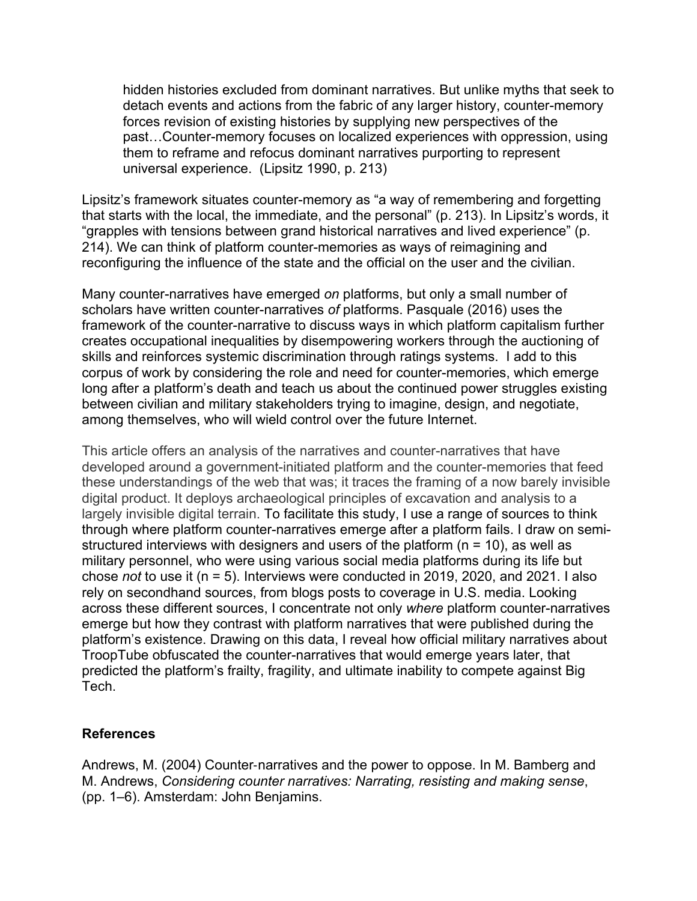> hidden histories excluded from dominant narratives. But unlike myths that seek to detach events and actions from the fabric of any larger history, counter-memory forces revision of existing histories by supplying new perspectives of the past…Counter-memory focuses on localized experiences with oppression, using them to reframe and refocus dominant narratives purporting to represent universal experience. (Lipsitz 1990, p. 213)

Lipsitz's framework situates counter-memory as "a way of remembering and forgetting that starts with the local, the immediate, and the personal" (p. 213). In Lipsitz's words, it "grapples with tensions between grand historical narratives and lived experience" (p. 214). We can think of platform counter-memories as ways of reimagining and reconfiguring the influence of the state and the official on the user and the civilian.

Many counter-narratives have emerged *on* platforms, but only a small number of scholars have written counter-narratives *of* platforms. Pasquale (2016) uses the framework of the counter-narrative to discuss ways in which platform capitalism further creates occupational inequalities by disempowering workers through the auctioning of skills and reinforces systemic discrimination through ratings systems. I add to this corpus of work by considering the role and need for counter-memories, which emerge long after a platform's death and teach us about the continued power struggles existing between civilian and military stakeholders trying to imagine, design, and negotiate, among themselves, who will wield control over the future Internet.

This article offers an analysis of the narratives and counter-narratives that have developed around a government-initiated platform and the counter-memories that feed these understandings of the web that was; it traces the framing of a now barely invisible digital product. It deploys archaeological principles of excavation and analysis to a largely invisible digital terrain. To facilitate this study, I use a range of sources to think through where platform counter-narratives emerge after a platform fails. I draw on semi-structured interviews with designers and users of the platform (n = 10), as well as military personnel, who were using various social media platforms during its life but chose *not* to use it (n = 5). Interviews were conducted in 2019, 2020, and 2021. I also rely on secondhand sources, from blogs posts to coverage in U.S. media. Looking across these different sources, I concentrate not only *where* platform counter-narratives emerge but how they contrast with platform narratives that were published during the platform's existence. Drawing on this data, I reveal how official military narratives about TroopTube obfuscated the counter-narratives that would emerge years later, that predicted the platform's frailty, fragility, and ultimate inability to compete against Big Tech.

**References**

Andrews, M. (2004) Counter-narratives and the power to oppose. In M. Bamberg and M. Andrews, *Considering counter narratives: Narrating, resisting and making sense*, (pp. 1–6). Amsterdam: John Benjamins.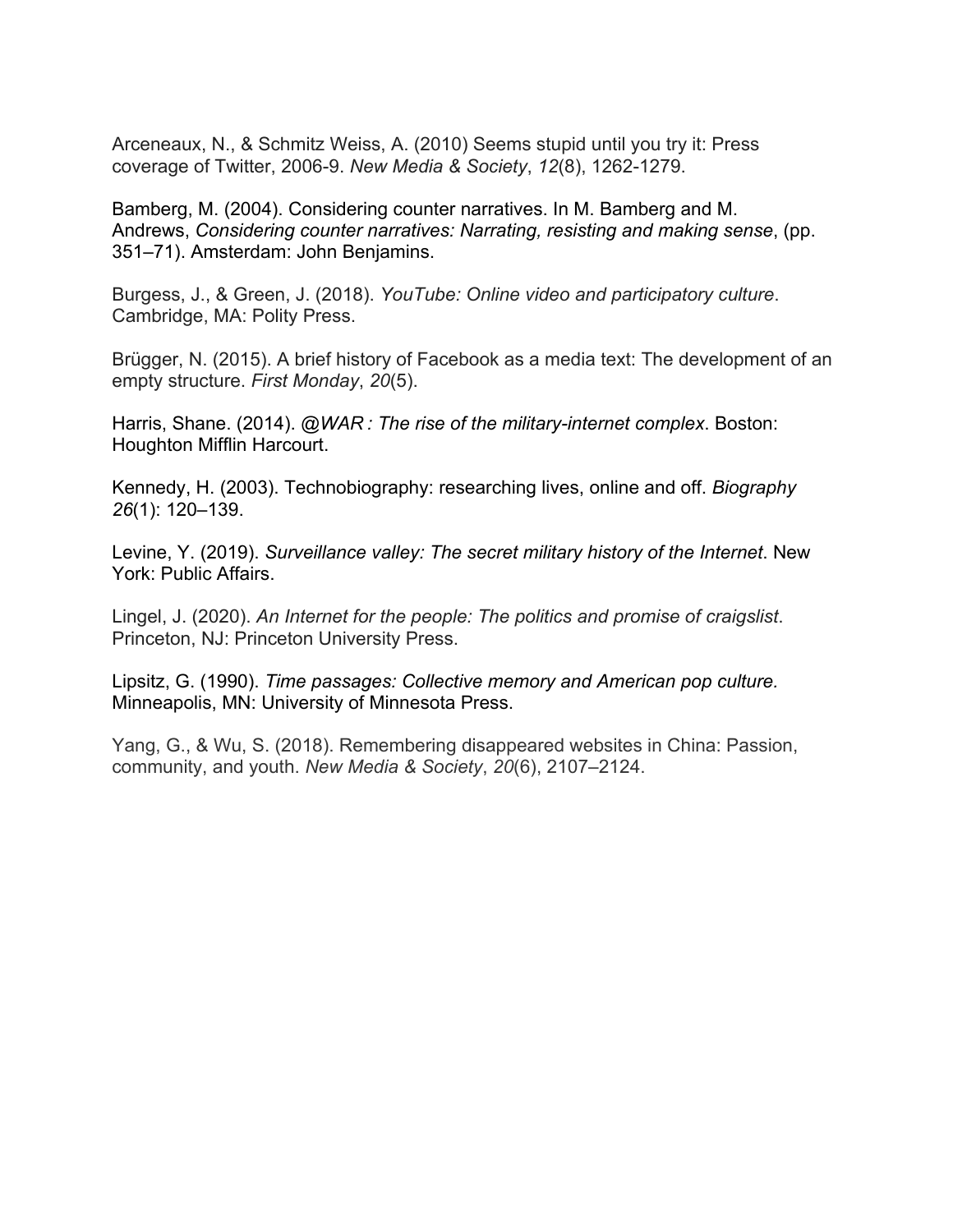Arceneaux, N., & Schmitz Weiss, A. (2010) Seems stupid until you try it: Press coverage of Twitter, 2006-9. *New Media & Society*, *12*(8), 1262-1279.

Bamberg, M. (2004). Considering counter narratives. In M. Bamberg and M. Andrews, *Considering counter narratives: Narrating, resisting and making sense*, (pp. 351–71). Amsterdam: John Benjamins.

Burgess, J., & Green, J. (2018). *YouTube: Online video and participatory culture*. Cambridge, MA: Polity Press.

Brügger, N. (2015). A brief history of Facebook as a media text: The development of an empty structure. *First Monday*, *20*(5).

Harris, Shane. (2014). *@WAR : The rise of the military-internet complex*. Boston: Houghton Mifflin Harcourt.

Kennedy, H. (2003). Technobiography: researching lives, online and off. *Biography 26*(1): 120–139.

Levine, Y. (2019). *Surveillance valley: The secret military history of the Internet*. New York: Public Affairs.

Lingel, J. (2020). *An Internet for the people: The politics and promise of craigslist*. Princeton, NJ: Princeton University Press.

Lipsitz, G. (1990). *Time passages: Collective memory and American pop culture.* Minneapolis, MN: University of Minnesota Press.

Yang, G., & Wu, S. (2018). Remembering disappeared websites in China: Passion, community, and youth. *New Media & Society*, *20*(6), 2107–2124.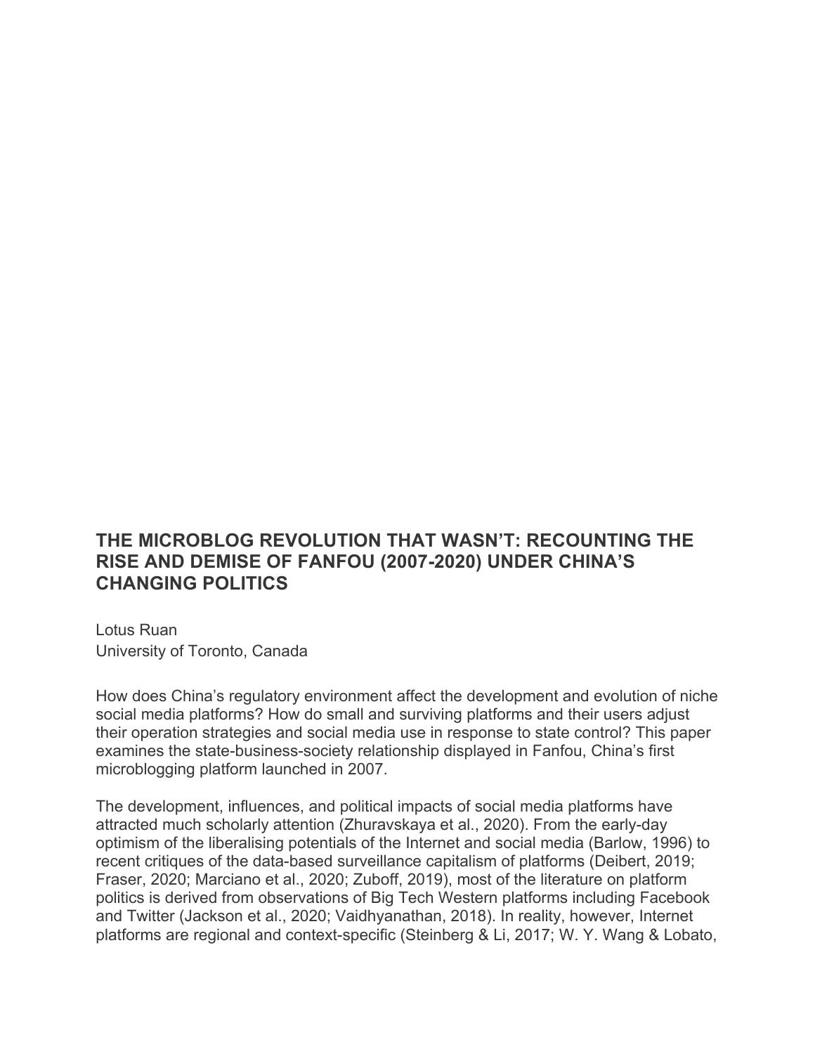## THE MICROBLOG REVOLUTION THAT WASN'T: RECOUNTING THE RISE AND DEMISE OF FANFOU (2007-2020) UNDER CHINA'S CHANGING POLITICS

Lotus Ruan
University of Toronto, Canada

How does China's regulatory environment affect the development and evolution of niche social media platforms? How do small and surviving platforms and their users adjust their operation strategies and social media use in response to state control? This paper examines the state-business-society relationship displayed in Fanfou, China's first microblogging platform launched in 2007.

The development, influences, and political impacts of social media platforms have attracted much scholarly attention (Zhuravskaya et al., 2020). From the early-day optimism of the liberalising potentials of the Internet and social media (Barlow, 1996) to recent critiques of the data-based surveillance capitalism of platforms (Deibert, 2019; Fraser, 2020; Marciano et al., 2020; Zuboff, 2019), most of the literature on platform politics is derived from observations of Big Tech Western platforms including Facebook and Twitter (Jackson et al., 2020; Vaidhyanathan, 2018). In reality, however, Internet platforms are regional and context-specific (Steinberg & Li, 2017; W. Y. Wang & Lobato,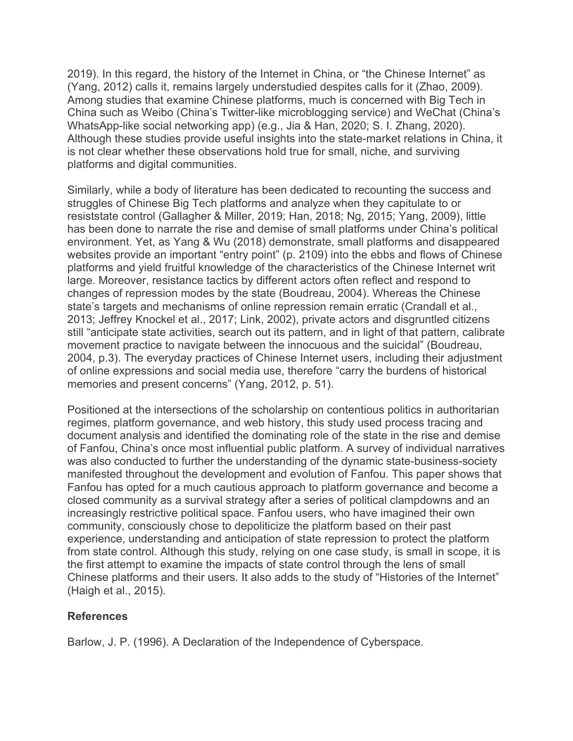2019). In this regard, the history of the Internet in China, or "the Chinese Internet" as (Yang, 2012) calls it, remains largely understudied despites calls for it (Zhao, 2009). Among studies that examine Chinese platforms, much is concerned with Big Tech in China such as Weibo (China's Twitter-like microblogging service) and WeChat (China's WhatsApp-like social networking app) (e.g., Jia & Han, 2020; S. I. Zhang, 2020). Although these studies provide useful insights into the state-market relations in China, it is not clear whether these observations hold true for small, niche, and surviving platforms and digital communities.

Similarly, while a body of literature has been dedicated to recounting the success and struggles of Chinese Big Tech platforms and analyze when they capitulate to or resiststate control (Gallagher & Miller, 2019; Han, 2018; Ng, 2015; Yang, 2009), little has been done to narrate the rise and demise of small platforms under China's political environment. Yet, as Yang & Wu (2018) demonstrate, small platforms and disappeared websites provide an important "entry point" (p. 2109) into the ebbs and flows of Chinese platforms and yield fruitful knowledge of the characteristics of the Chinese Internet writ large. Moreover, resistance tactics by different actors often reflect and respond to changes of repression modes by the state (Boudreau, 2004). Whereas the Chinese state's targets and mechanisms of online repression remain erratic (Crandall et al., 2013; Jeffrey Knockel et al., 2017; Link, 2002), private actors and disgruntled citizens still "anticipate state activities, search out its pattern, and in light of that pattern, calibrate movement practice to navigate between the innocuous and the suicidal" (Boudreau, 2004, p.3). The everyday practices of Chinese Internet users, including their adjustment of online expressions and social media use, therefore "carry the burdens of historical memories and present concerns" (Yang, 2012, p. 51).

Positioned at the intersections of the scholarship on contentious politics in authoritarian regimes, platform governance, and web history, this study used process tracing and document analysis and identified the dominating role of the state in the rise and demise of Fanfou, China's once most influential public platform. A survey of individual narratives was also conducted to further the understanding of the dynamic state-business-society manifested throughout the development and evolution of Fanfou. This paper shows that Fanfou has opted for a much cautious approach to platform governance and become a closed community as a survival strategy after a series of political clampdowns and an increasingly restrictive political space. Fanfou users, who have imagined their own community, consciously chose to depoliticize the platform based on their past experience, understanding and anticipation of state repression to protect the platform from state control. Although this study, relying on one case study, is small in scope, it is the first attempt to examine the impacts of state control through the lens of small Chinese platforms and their users. It also adds to the study of "Histories of the Internet" (Haigh et al., 2015).

**References**

Barlow, J. P. (1996). A Declaration of the Independence of Cyberspace.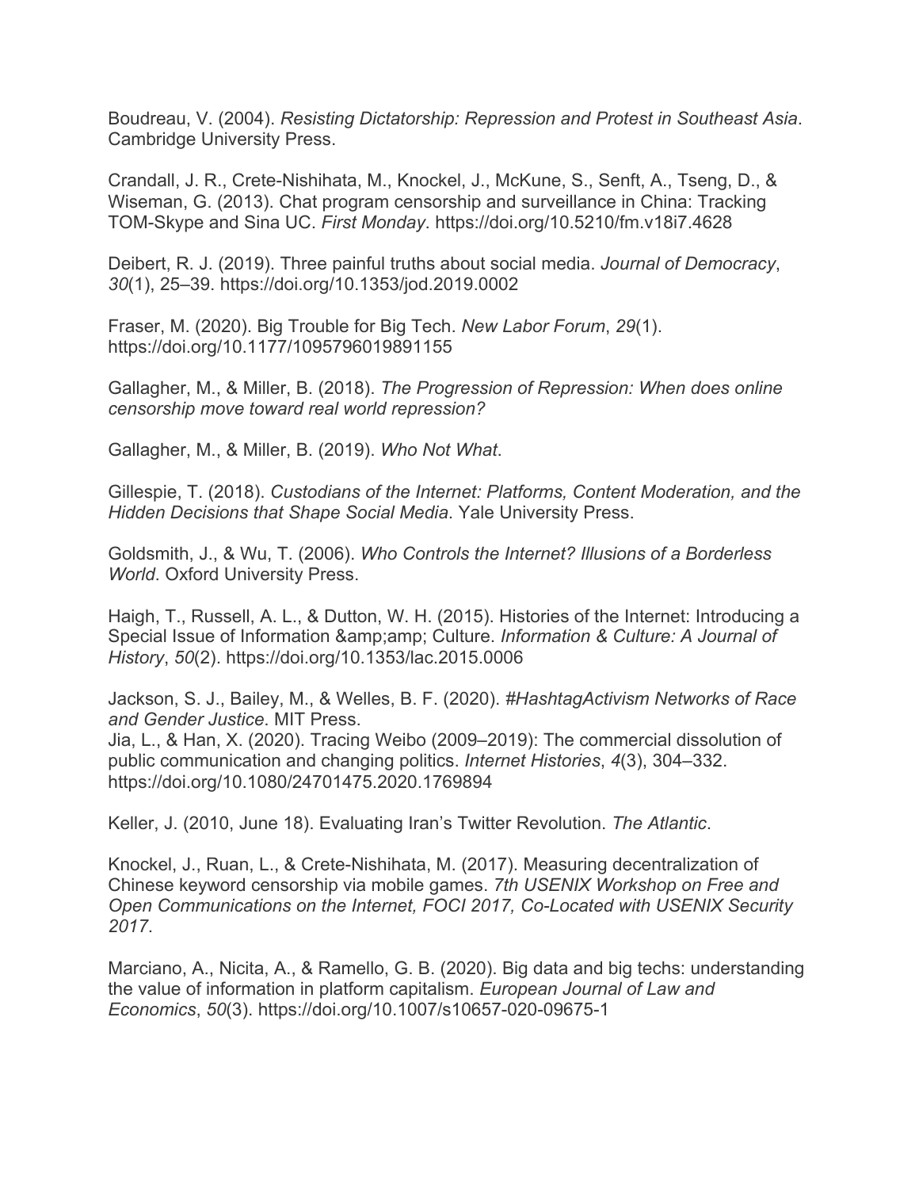Boudreau, V. (2004). *Resisting Dictatorship: Repression and Protest in Southeast Asia*. Cambridge University Press.

Crandall, J. R., Crete-Nishihata, M., Knockel, J., McKune, S., Senft, A., Tseng, D., & Wiseman, G. (2013). Chat program censorship and surveillance in China: Tracking TOM-Skype and Sina UC. *First Monday*. https://doi.org/10.5210/fm.v18i7.4628

Deibert, R. J. (2019). Three painful truths about social media. *Journal of Democracy*, *30*(1), 25–39. https://doi.org/10.1353/jod.2019.0002

Fraser, M. (2020). Big Trouble for Big Tech. *New Labor Forum*, *29*(1). https://doi.org/10.1177/1095796019891155

Gallagher, M., & Miller, B. (2018). *The Progression of Repression: When does online censorship move toward real world repression?*

Gallagher, M., & Miller, B. (2019). *Who Not What*.

Gillespie, T. (2018). *Custodians of the Internet: Platforms, Content Moderation, and the Hidden Decisions that Shape Social Media*. Yale University Press.

Goldsmith, J., & Wu, T. (2006). *Who Controls the Internet? Illusions of a Borderless World*. Oxford University Press.

Haigh, T., Russell, A. L., & Dutton, W. H. (2015). Histories of the Internet: Introducing a Special Issue of Information &amp;amp; Culture. *Information & Culture: A Journal of History*, *50*(2). https://doi.org/10.1353/lac.2015.0006

Jackson, S. J., Bailey, M., & Welles, B. F. (2020). *#HashtagActivism Networks of Race and Gender Justice*. MIT Press.
Jia, L., & Han, X. (2020). Tracing Weibo (2009–2019): The commercial dissolution of public communication and changing politics. *Internet Histories*, *4*(3), 304–332. https://doi.org/10.1080/24701475.2020.1769894

Keller, J. (2010, June 18). Evaluating Iran's Twitter Revolution. *The Atlantic*.

Knockel, J., Ruan, L., & Crete-Nishihata, M. (2017). Measuring decentralization of Chinese keyword censorship via mobile games. *7th USENIX Workshop on Free and Open Communications on the Internet, FOCI 2017, Co-Located with USENIX Security 2017*.

Marciano, A., Nicita, A., & Ramello, G. B. (2020). Big data and big techs: understanding the value of information in platform capitalism. *European Journal of Law and Economics*, *50*(3). https://doi.org/10.1007/s10657-020-09675-1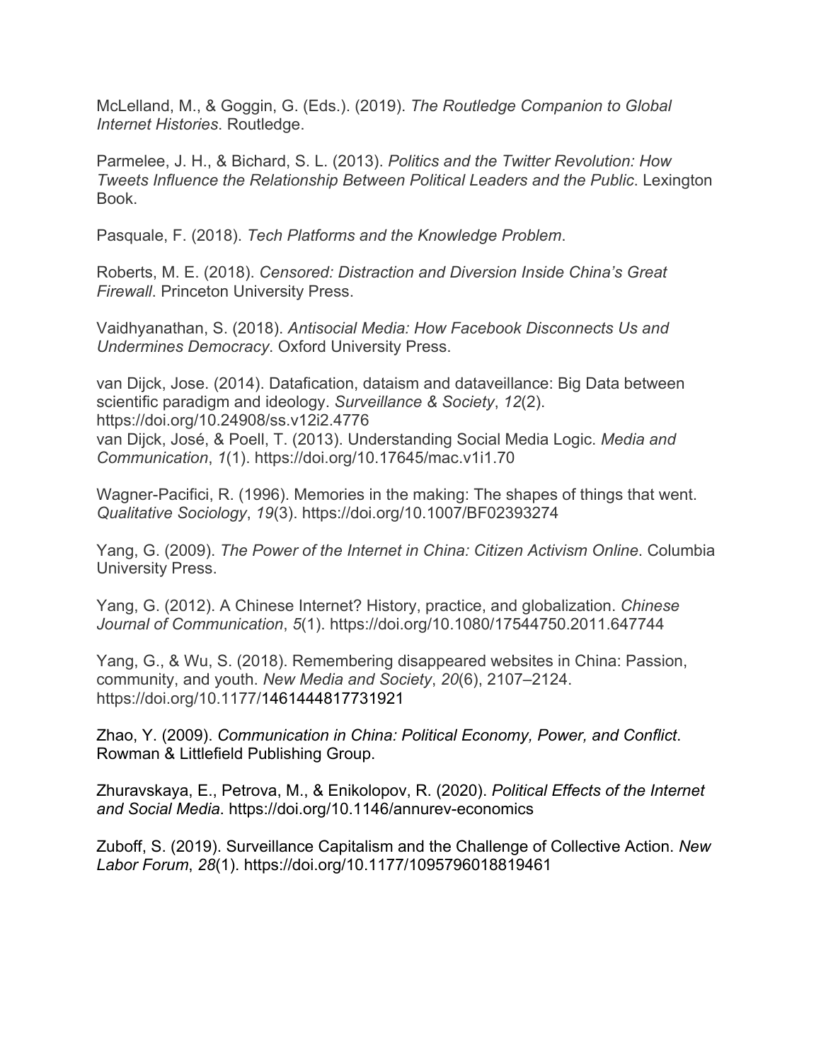McLelland, M., & Goggin, G. (Eds.). (2019). *The Routledge Companion to Global Internet Histories*. Routledge.

Parmelee, J. H., & Bichard, S. L. (2013). *Politics and the Twitter Revolution: How Tweets Influence the Relationship Between Political Leaders and the Public*. Lexington Book.

Pasquale, F. (2018). *Tech Platforms and the Knowledge Problem*.

Roberts, M. E. (2018). *Censored: Distraction and Diversion Inside China's Great Firewall*. Princeton University Press.

Vaidhyanathan, S. (2018). *Antisocial Media: How Facebook Disconnects Us and Undermines Democracy*. Oxford University Press.

van Dijck, Jose. (2014). Datafication, dataism and dataveillance: Big Data between scientific paradigm and ideology. *Surveillance & Society*, *12*(2). https://doi.org/10.24908/ss.v12i2.4776
van Dijck, José, & Poell, T. (2013). Understanding Social Media Logic. *Media and Communication*, *1*(1). https://doi.org/10.17645/mac.v1i1.70

Wagner-Pacifici, R. (1996). Memories in the making: The shapes of things that went. *Qualitative Sociology*, *19*(3). https://doi.org/10.1007/BF02393274

Yang, G. (2009). *The Power of the Internet in China: Citizen Activism Online*. Columbia University Press.

Yang, G. (2012). A Chinese Internet? History, practice, and globalization. *Chinese Journal of Communication*, *5*(1). https://doi.org/10.1080/17544750.2011.647744

Yang, G., & Wu, S. (2018). Remembering disappeared websites in China: Passion, community, and youth. *New Media and Society*, *20*(6), 2107–2124. https://doi.org/10.1177/1461444817731921

Zhao, Y. (2009). *Communication in China: Political Economy, Power, and Conflict*. Rowman & Littlefield Publishing Group.

Zhuravskaya, E., Petrova, M., & Enikolopov, R. (2020). *Political Effects of the Internet and Social Media*. https://doi.org/10.1146/annurev-economics

Zuboff, S. (2019). Surveillance Capitalism and the Challenge of Collective Action. *New Labor Forum*, *28*(1). https://doi.org/10.1177/1095796018819461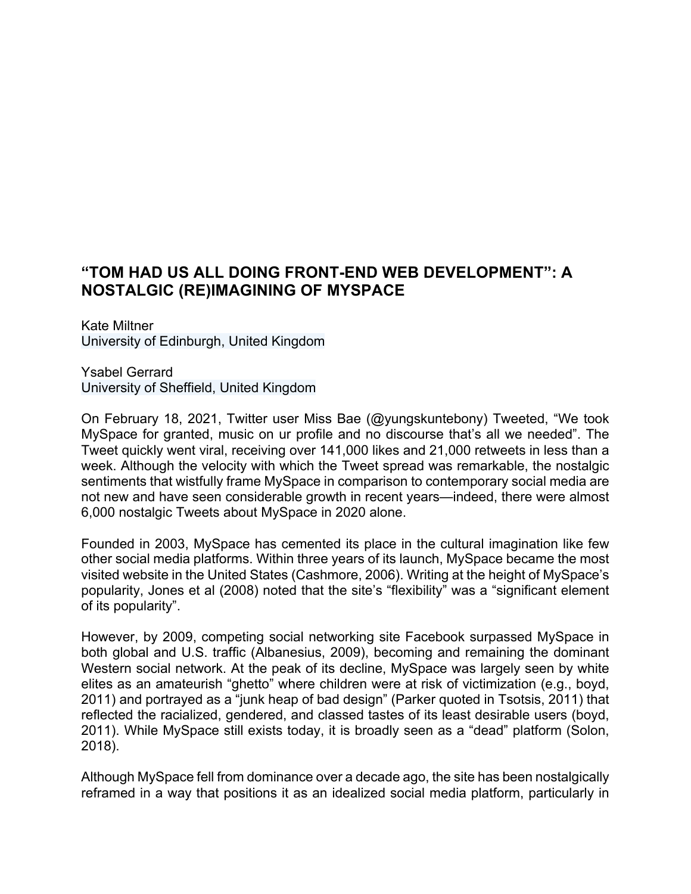## "TOM HAD US ALL DOING FRONT-END WEB DEVELOPMENT": A NOSTALGIC (RE)IMAGINING OF MYSPACE

Kate Miltner
University of Edinburgh, United Kingdom

Ysabel Gerrard
University of Sheffield, United Kingdom

On February 18, 2021, Twitter user Miss Bae (@yungskuntebony) Tweeted, "We took MySpace for granted, music on ur profile and no discourse that's all we needed". The Tweet quickly went viral, receiving over 141,000 likes and 21,000 retweets in less than a week. Although the velocity with which the Tweet spread was remarkable, the nostalgic sentiments that wistfully frame MySpace in comparison to contemporary social media are not new and have seen considerable growth in recent years—indeed, there were almost 6,000 nostalgic Tweets about MySpace in 2020 alone.

Founded in 2003, MySpace has cemented its place in the cultural imagination like few other social media platforms. Within three years of its launch, MySpace became the most visited website in the United States (Cashmore, 2006). Writing at the height of MySpace's popularity, Jones et al (2008) noted that the site's "flexibility" was a "significant element of its popularity".

However, by 2009, competing social networking site Facebook surpassed MySpace in both global and U.S. traffic (Albanesius, 2009), becoming and remaining the dominant Western social network. At the peak of its decline, MySpace was largely seen by white elites as an amateurish "ghetto" where children were at risk of victimization (e.g., boyd, 2011) and portrayed as a "junk heap of bad design" (Parker quoted in Tsotsis, 2011) that reflected the racialized, gendered, and classed tastes of its least desirable users (boyd, 2011). While MySpace still exists today, it is broadly seen as a "dead" platform (Solon, 2018).

Although MySpace fell from dominance over a decade ago, the site has been nostalgically reframed in a way that positions it as an idealized social media platform, particularly in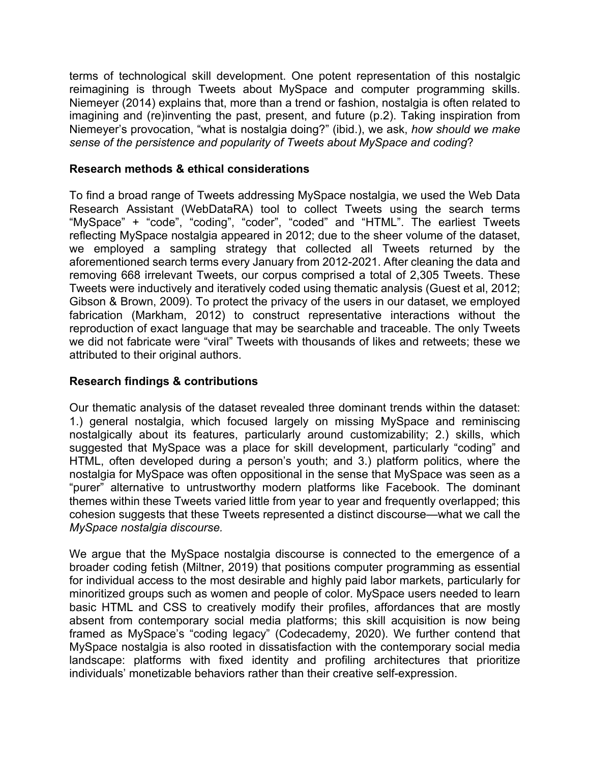terms of technological skill development. One potent representation of this nostalgic reimagining is through Tweets about MySpace and computer programming skills. Niemeyer (2014) explains that, more than a trend or fashion, nostalgia is often related to imagining and (re)inventing the past, present, and future (p.2). Taking inspiration from Niemeyer's provocation, "what is nostalgia doing?" (ibid.), we ask, *how should we make sense of the persistence and popularity of Tweets about MySpace and coding*?

**Research methods & ethical considerations**

To find a broad range of Tweets addressing MySpace nostalgia, we used the Web Data Research Assistant (WebDataRA) tool to collect Tweets using the search terms "MySpace" + "code", "coding", "coder", "coded" and "HTML". The earliest Tweets reflecting MySpace nostalgia appeared in 2012; due to the sheer volume of the dataset, we employed a sampling strategy that collected all Tweets returned by the aforementioned search terms every January from 2012-2021. After cleaning the data and removing 668 irrelevant Tweets, our corpus comprised a total of 2,305 Tweets. These Tweets were inductively and iteratively coded using thematic analysis (Guest et al, 2012; Gibson & Brown, 2009). To protect the privacy of the users in our dataset, we employed fabrication (Markham, 2012) to construct representative interactions without the reproduction of exact language that may be searchable and traceable. The only Tweets we did not fabricate were "viral" Tweets with thousands of likes and retweets; these we attributed to their original authors.

**Research findings & contributions**

Our thematic analysis of the dataset revealed three dominant trends within the dataset: 1.) general nostalgia, which focused largely on missing MySpace and reminiscing nostalgically about its features, particularly around customizability; 2.) skills, which suggested that MySpace was a place for skill development, particularly "coding" and HTML, often developed during a person's youth; and 3.) platform politics, where the nostalgia for MySpace was often oppositional in the sense that MySpace was seen as a "purer" alternative to untrustworthy modern platforms like Facebook. The dominant themes within these Tweets varied little from year to year and frequently overlapped; this cohesion suggests that these Tweets represented a distinct discourse—what we call the *MySpace nostalgia discourse.*

We argue that the MySpace nostalgia discourse is connected to the emergence of a broader coding fetish (Miltner, 2019) that positions computer programming as essential for individual access to the most desirable and highly paid labor markets, particularly for minoritized groups such as women and people of color. MySpace users needed to learn basic HTML and CSS to creatively modify their profiles, affordances that are mostly absent from contemporary social media platforms; this skill acquisition is now being framed as MySpace's "coding legacy" (Codecademy, 2020). We further contend that MySpace nostalgia is also rooted in dissatisfaction with the contemporary social media landscape: platforms with fixed identity and profiling architectures that prioritize individuals' monetizable behaviors rather than their creative self-expression.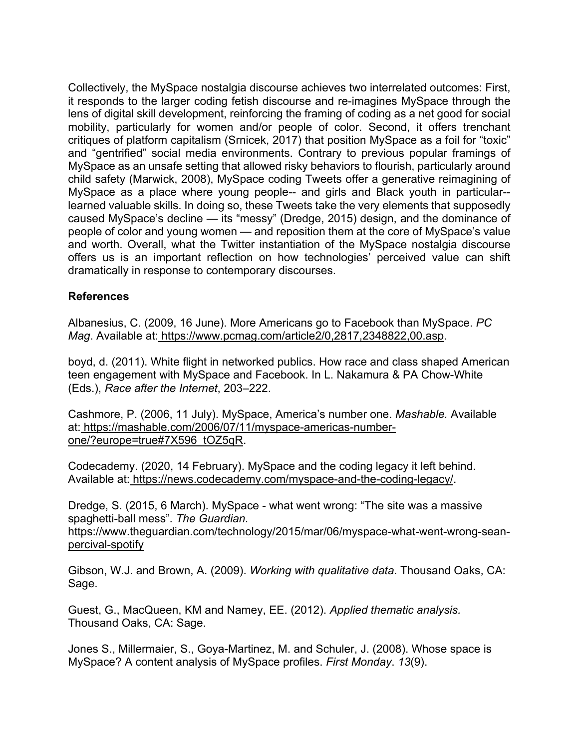Collectively, the MySpace nostalgia discourse achieves two interrelated outcomes: First, it responds to the larger coding fetish discourse and re-imagines MySpace through the lens of digital skill development, reinforcing the framing of coding as a net good for social mobility, particularly for women and/or people of color. Second, it offers trenchant critiques of platform capitalism (Srnicek, 2017) that position MySpace as a foil for "toxic" and "gentrified" social media environments. Contrary to previous popular framings of MySpace as an unsafe setting that allowed risky behaviors to flourish, particularly around child safety (Marwick, 2008), MySpace coding Tweets offer a generative reimagining of MySpace as a place where young people-- and girls and Black youth in particular-- learned valuable skills. In doing so, these Tweets take the very elements that supposedly caused MySpace's decline — its "messy" (Dredge, 2015) design, and the dominance of people of color and young women — and reposition them at the core of MySpace's value and worth. Overall, what the Twitter instantiation of the MySpace nostalgia discourse offers us is an important reflection on how technologies' perceived value can shift dramatically in response to contemporary discourses.

**References**

Albanesius, C. (2009, 16 June). More Americans go to Facebook than MySpace. *PC Mag*. Available at: https://www.pcmag.com/article2/0,2817,2348822,00.asp.

boyd, d. (2011). White flight in networked publics. How race and class shaped American teen engagement with MySpace and Facebook. In L. Nakamura & PA Chow-White (Eds.), *Race after the Internet*, 203–222.

Cashmore, P. (2006, 11 July). MySpace, America's number one. *Mashable.* Available at: https://mashable.com/2006/07/11/myspace-americas-number-one/?europe=true#7X596_tOZ5qR.

Codecademy. (2020, 14 February). MySpace and the coding legacy it left behind. Available at: https://news.codecademy.com/myspace-and-the-coding-legacy/.

Dredge, S. (2015, 6 March). MySpace - what went wrong: "The site was a massive spaghetti-ball mess". *The Guardian.* https://www.theguardian.com/technology/2015/mar/06/myspace-what-went-wrong-sean-percival-spotify

Gibson, W.J. and Brown, A. (2009). *Working with qualitative data*. Thousand Oaks, CA: Sage.

Guest, G., MacQueen, KM and Namey, EE. (2012). *Applied thematic analysis.* Thousand Oaks, CA: Sage.

Jones S., Millermaier, S., Goya-Martinez, M. and Schuler, J. (2008). Whose space is MySpace? A content analysis of MySpace profiles. *First Monday*. *13*(9).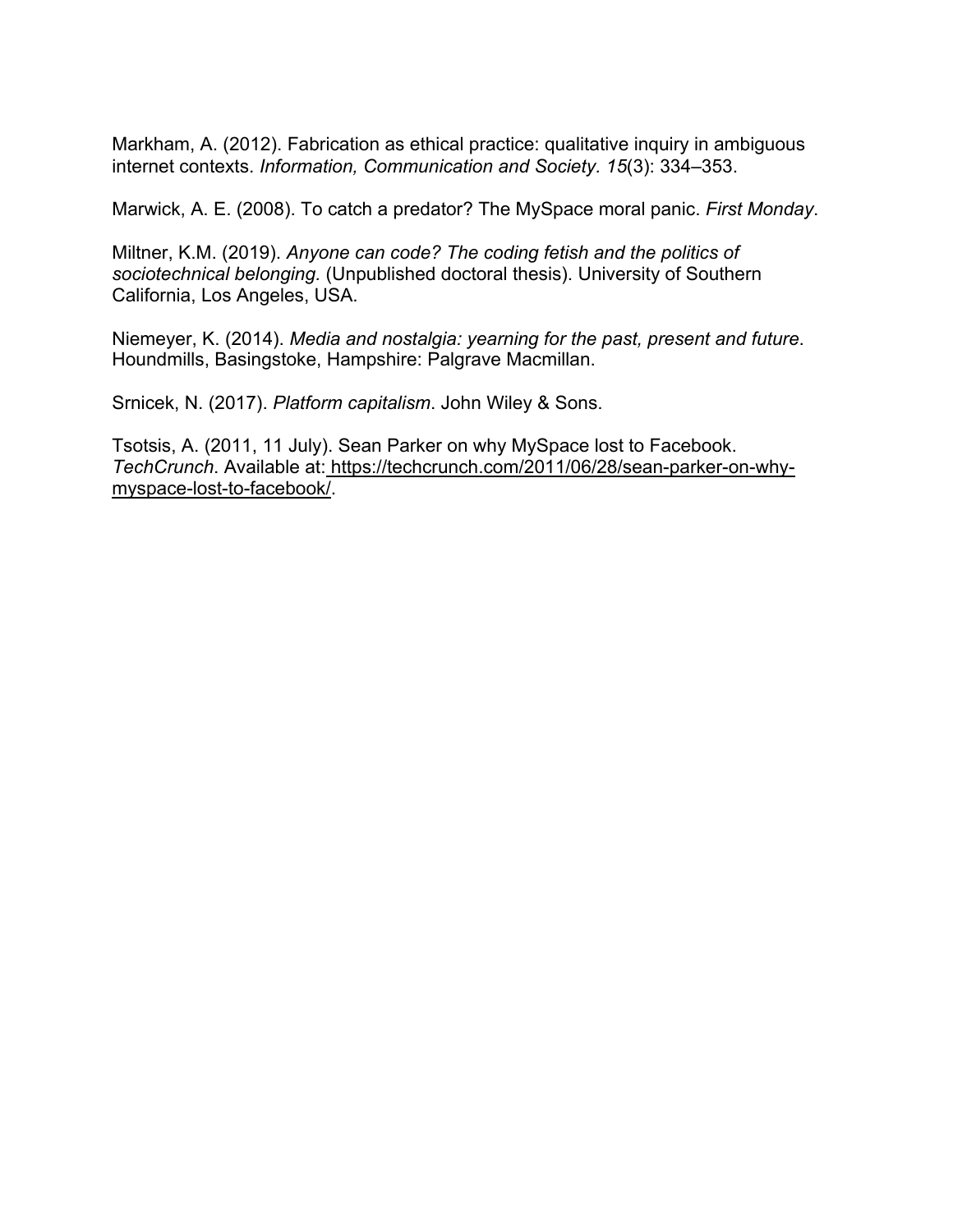Markham, A. (2012). Fabrication as ethical practice: qualitative inquiry in ambiguous internet contexts. *Information, Communication and Society. 15*(3): 334–353.

Marwick, A. E. (2008). To catch a predator? The MySpace moral panic. *First Monday*.

Miltner, K.M. (2019). *Anyone can code? The coding fetish and the politics of sociotechnical belonging.* (Unpublished doctoral thesis). University of Southern California, Los Angeles, USA.

Niemeyer, K. (2014). *Media and nostalgia: yearning for the past, present and future*. Houndmills, Basingstoke, Hampshire: Palgrave Macmillan.

Srnicek, N. (2017). *Platform capitalism*. John Wiley & Sons.

Tsotsis, A. (2011, 11 July). Sean Parker on why MySpace lost to Facebook. *TechCrunch*. Available at: https://techcrunch.com/2011/06/28/sean-parker-on-why-myspace-lost-to-facebook/.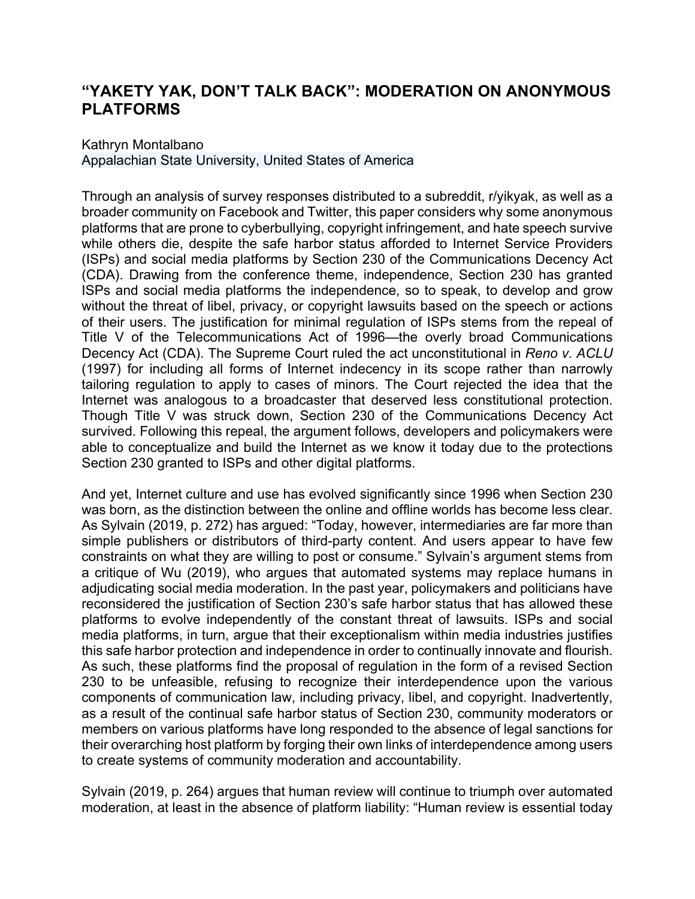## "YAKETY YAK, DON'T TALK BACK": MODERATION ON ANONYMOUS PLATFORMS

Kathryn Montalbano
Appalachian State University, United States of America

Through an analysis of survey responses distributed to a subreddit, r/yikyak, as well as a broader community on Facebook and Twitter, this paper considers why some anonymous platforms that are prone to cyberbullying, copyright infringement, and hate speech survive while others die, despite the safe harbor status afforded to Internet Service Providers (ISPs) and social media platforms by Section 230 of the Communications Decency Act (CDA). Drawing from the conference theme, independence, Section 230 has granted ISPs and social media platforms the independence, so to speak, to develop and grow without the threat of libel, privacy, or copyright lawsuits based on the speech or actions of their users. The justification for minimal regulation of ISPs stems from the repeal of Title V of the Telecommunications Act of 1996—the overly broad Communications Decency Act (CDA). The Supreme Court ruled the act unconstitutional in *Reno v. ACLU* (1997) for including all forms of Internet indecency in its scope rather than narrowly tailoring regulation to apply to cases of minors. The Court rejected the idea that the Internet was analogous to a broadcaster that deserved less constitutional protection. Though Title V was struck down, Section 230 of the Communications Decency Act survived. Following this repeal, the argument follows, developers and policymakers were able to conceptualize and build the Internet as we know it today due to the protections Section 230 granted to ISPs and other digital platforms.

And yet, Internet culture and use has evolved significantly since 1996 when Section 230 was born, as the distinction between the online and offline worlds has become less clear. As Sylvain (2019, p. 272) has argued: "Today, however, intermediaries are far more than simple publishers or distributors of third-party content. And users appear to have few constraints on what they are willing to post or consume." Sylvain's argument stems from a critique of Wu (2019), who argues that automated systems may replace humans in adjudicating social media moderation. In the past year, policymakers and politicians have reconsidered the justification of Section 230's safe harbor status that has allowed these platforms to evolve independently of the constant threat of lawsuits. ISPs and social media platforms, in turn, argue that their exceptionalism within media industries justifies this safe harbor protection and independence in order to continually innovate and flourish. As such, these platforms find the proposal of regulation in the form of a revised Section 230 to be unfeasible, refusing to recognize their interdependence upon the various components of communication law, including privacy, libel, and copyright. Inadvertently, as a result of the continual safe harbor status of Section 230, community moderators or members on various platforms have long responded to the absence of legal sanctions for their overarching host platform by forging their own links of interdependence among users to create systems of community moderation and accountability.

Sylvain (2019, p. 264) argues that human review will continue to triumph over automated moderation, at least in the absence of platform liability: "Human review is essential today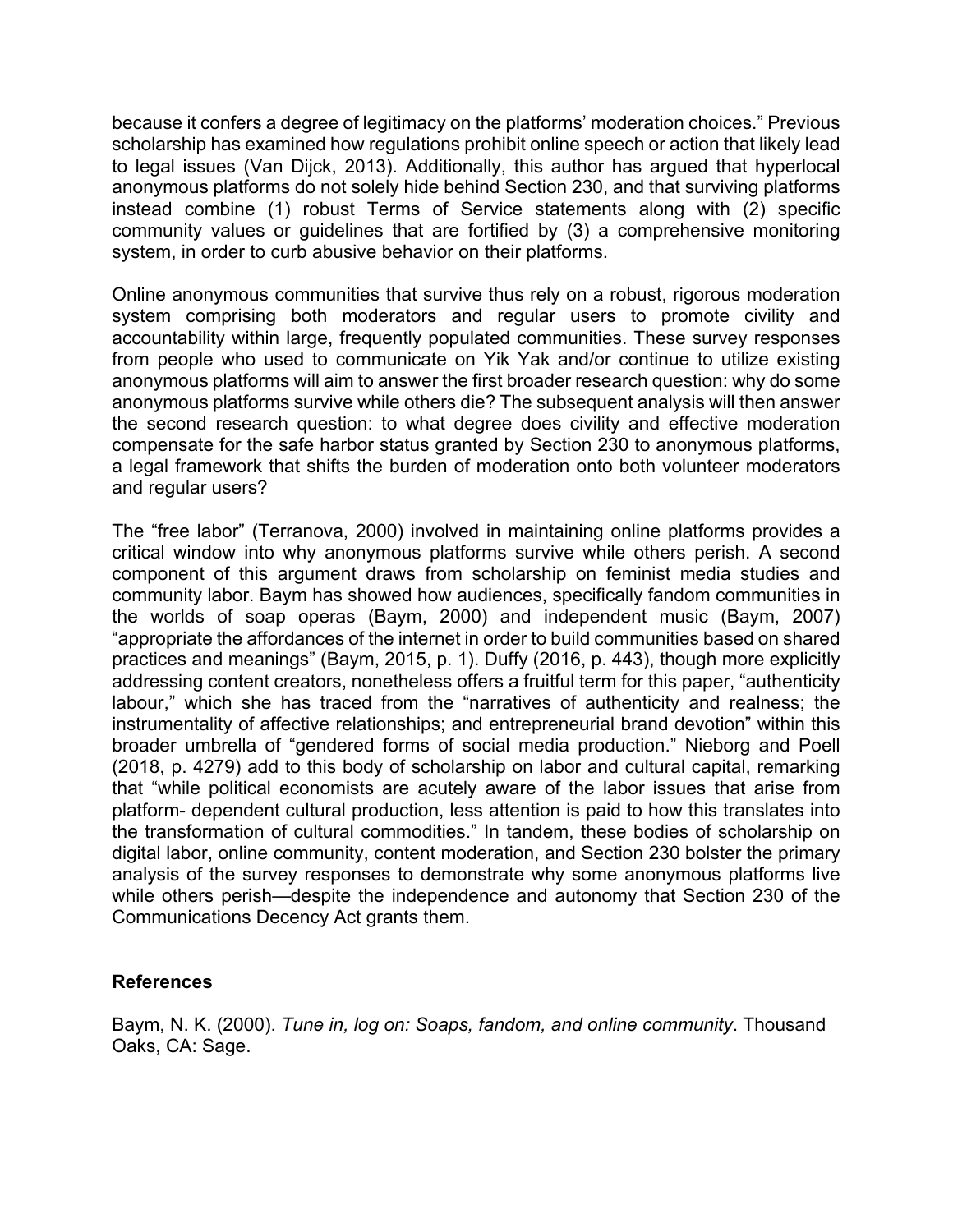because it confers a degree of legitimacy on the platforms' moderation choices." Previous scholarship has examined how regulations prohibit online speech or action that likely lead to legal issues (Van Dijck, 2013). Additionally, this author has argued that hyperlocal anonymous platforms do not solely hide behind Section 230, and that surviving platforms instead combine (1) robust Terms of Service statements along with (2) specific community values or guidelines that are fortified by (3) a comprehensive monitoring system, in order to curb abusive behavior on their platforms.

Online anonymous communities that survive thus rely on a robust, rigorous moderation system comprising both moderators and regular users to promote civility and accountability within large, frequently populated communities. These survey responses from people who used to communicate on Yik Yak and/or continue to utilize existing anonymous platforms will aim to answer the first broader research question: why do some anonymous platforms survive while others die? The subsequent analysis will then answer the second research question: to what degree does civility and effective moderation compensate for the safe harbor status granted by Section 230 to anonymous platforms, a legal framework that shifts the burden of moderation onto both volunteer moderators and regular users?

The "free labor" (Terranova, 2000) involved in maintaining online platforms provides a critical window into why anonymous platforms survive while others perish. A second component of this argument draws from scholarship on feminist media studies and community labor. Baym has showed how audiences, specifically fandom communities in the worlds of soap operas (Baym, 2000) and independent music (Baym, 2007) "appropriate the affordances of the internet in order to build communities based on shared practices and meanings" (Baym, 2015, p. 1). Duffy (2016, p. 443), though more explicitly addressing content creators, nonetheless offers a fruitful term for this paper, "authenticity labour," which she has traced from the "narratives of authenticity and realness; the instrumentality of affective relationships; and entrepreneurial brand devotion" within this broader umbrella of "gendered forms of social media production." Nieborg and Poell (2018, p. 4279) add to this body of scholarship on labor and cultural capital, remarking that "while political economists are acutely aware of the labor issues that arise from platform- dependent cultural production, less attention is paid to how this translates into the transformation of cultural commodities." In tandem, these bodies of scholarship on digital labor, online community, content moderation, and Section 230 bolster the primary analysis of the survey responses to demonstrate why some anonymous platforms live while others perish—despite the independence and autonomy that Section 230 of the Communications Decency Act grants them.

## References

Baym, N. K. (2000). *Tune in, log on: Soaps, fandom, and online community*. Thousand Oaks, CA: Sage.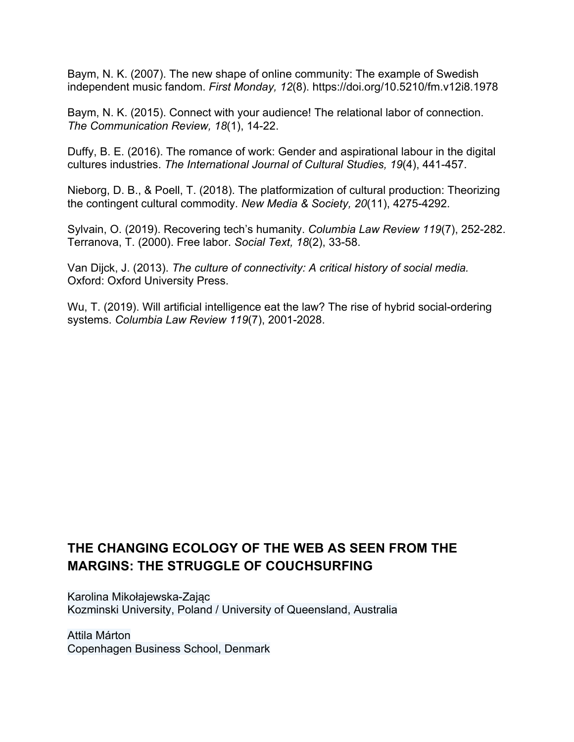Baym, N. K. (2007). The new shape of online community: The example of Swedish independent music fandom. *First Monday, 12*(8). https://doi.org/10.5210/fm.v12i8.1978

Baym, N. K. (2015). Connect with your audience! The relational labor of connection. *The Communication Review, 18*(1), 14-22.

Duffy, B. E. (2016). The romance of work: Gender and aspirational labour in the digital cultures industries. *The International Journal of Cultural Studies, 19*(4), 441-457.

Nieborg, D. B., & Poell, T. (2018). The platformization of cultural production: Theorizing the contingent cultural commodity. *New Media & Society, 20*(11), 4275-4292.

Sylvain, O. (2019). Recovering tech's humanity. *Columbia Law Review 119*(7), 252-282.
Terranova, T. (2000). Free labor. *Social Text, 18*(2), 33-58.

Van Dijck, J. (2013). *The culture of connectivity: A critical history of social media.* Oxford: Oxford University Press.

Wu, T. (2019). Will artificial intelligence eat the law? The rise of hybrid social-ordering systems. *Columbia Law Review 119*(7), 2001-2028.

## THE CHANGING ECOLOGY OF THE WEB AS SEEN FROM THE MARGINS: THE STRUGGLE OF COUCHSURFING

Karolina Mikołajewska-Zając
Kozminski University, Poland / University of Queensland, Australia

Attila Márton
Copenhagen Business School, Denmark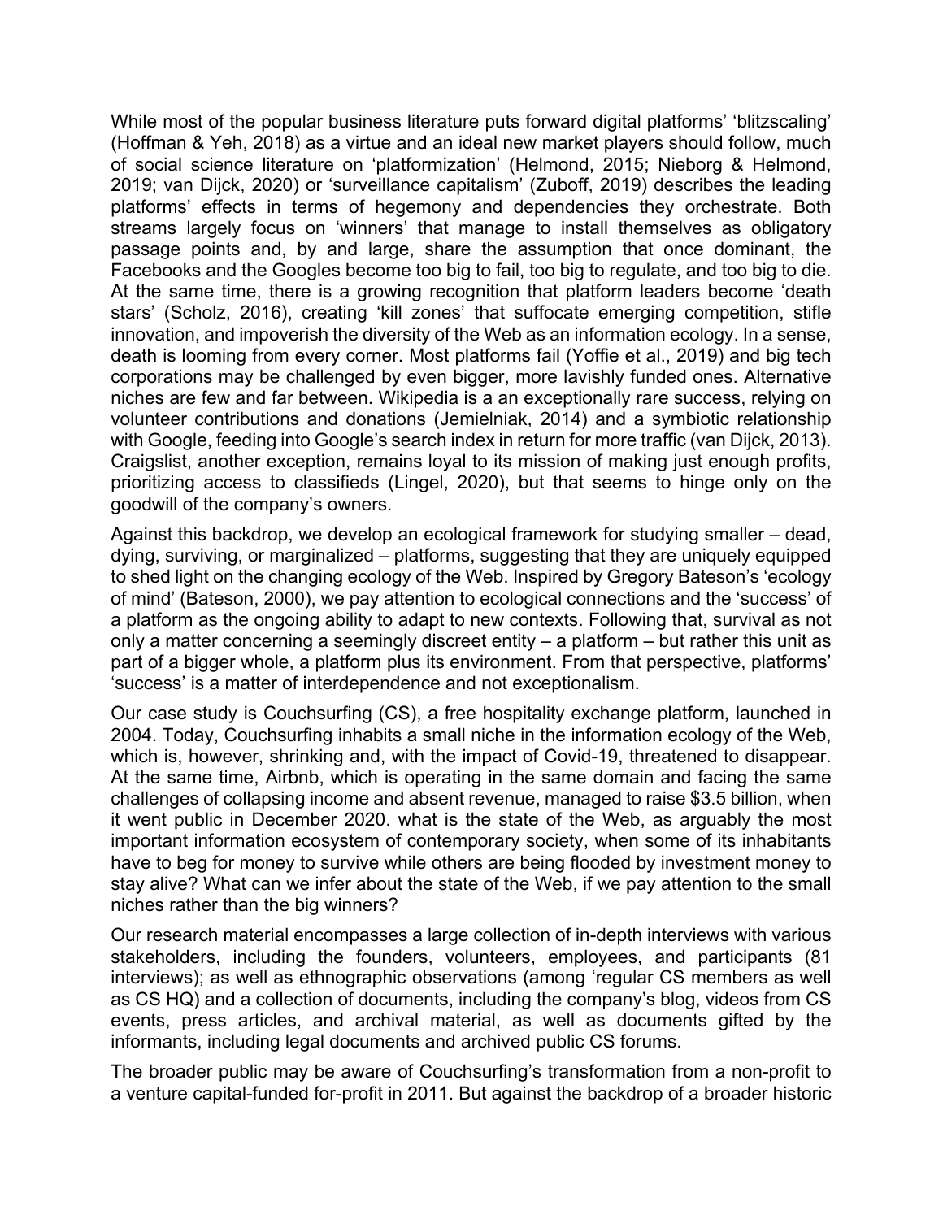While most of the popular business literature puts forward digital platforms' 'blitzscaling' (Hoffman & Yeh, 2018) as a virtue and an ideal new market players should follow, much of social science literature on 'platformization' (Helmond, 2015; Nieborg & Helmond, 2019; van Dijck, 2020) or 'surveillance capitalism' (Zuboff, 2019) describes the leading platforms' effects in terms of hegemony and dependencies they orchestrate. Both streams largely focus on 'winners' that manage to install themselves as obligatory passage points and, by and large, share the assumption that once dominant, the Facebooks and the Googles become too big to fail, too big to regulate, and too big to die. At the same time, there is a growing recognition that platform leaders become 'death stars' (Scholz, 2016), creating 'kill zones' that suffocate emerging competition, stifle innovation, and impoverish the diversity of the Web as an information ecology. In a sense, death is looming from every corner. Most platforms fail (Yoffie et al., 2019) and big tech corporations may be challenged by even bigger, more lavishly funded ones. Alternative niches are few and far between. Wikipedia is a an exceptionally rare success, relying on volunteer contributions and donations (Jemielniak, 2014) and a symbiotic relationship with Google, feeding into Google's search index in return for more traffic (van Dijck, 2013). Craigslist, another exception, remains loyal to its mission of making just enough profits, prioritizing access to classifieds (Lingel, 2020), but that seems to hinge only on the goodwill of the company's owners.

Against this backdrop, we develop an ecological framework for studying smaller – dead, dying, surviving, or marginalized – platforms, suggesting that they are uniquely equipped to shed light on the changing ecology of the Web. Inspired by Gregory Bateson's 'ecology of mind' (Bateson, 2000), we pay attention to ecological connections and the 'success' of a platform as the ongoing ability to adapt to new contexts. Following that, survival as not only a matter concerning a seemingly discreet entity – a platform – but rather this unit as part of a bigger whole, a platform plus its environment. From that perspective, platforms' 'success' is a matter of interdependence and not exceptionalism.

Our case study is Couchsurfing (CS), a free hospitality exchange platform, launched in 2004. Today, Couchsurfing inhabits a small niche in the information ecology of the Web, which is, however, shrinking and, with the impact of Covid-19, threatened to disappear. At the same time, Airbnb, which is operating in the same domain and facing the same challenges of collapsing income and absent revenue, managed to raise $3.5 billion, when it went public in December 2020. what is the state of the Web, as arguably the most important information ecosystem of contemporary society, when some of its inhabitants have to beg for money to survive while others are being flooded by investment money to stay alive? What can we infer about the state of the Web, if we pay attention to the small niches rather than the big winners?

Our research material encompasses a large collection of in-depth interviews with various stakeholders, including the founders, volunteers, employees, and participants (81 interviews); as well as ethnographic observations (among 'regular CS members as well as CS HQ) and a collection of documents, including the company's blog, videos from CS events, press articles, and archival material, as well as documents gifted by the informants, including legal documents and archived public CS forums.

The broader public may be aware of Couchsurfing's transformation from a non-profit to a venture capital-funded for-profit in 2011. But against the backdrop of a broader historic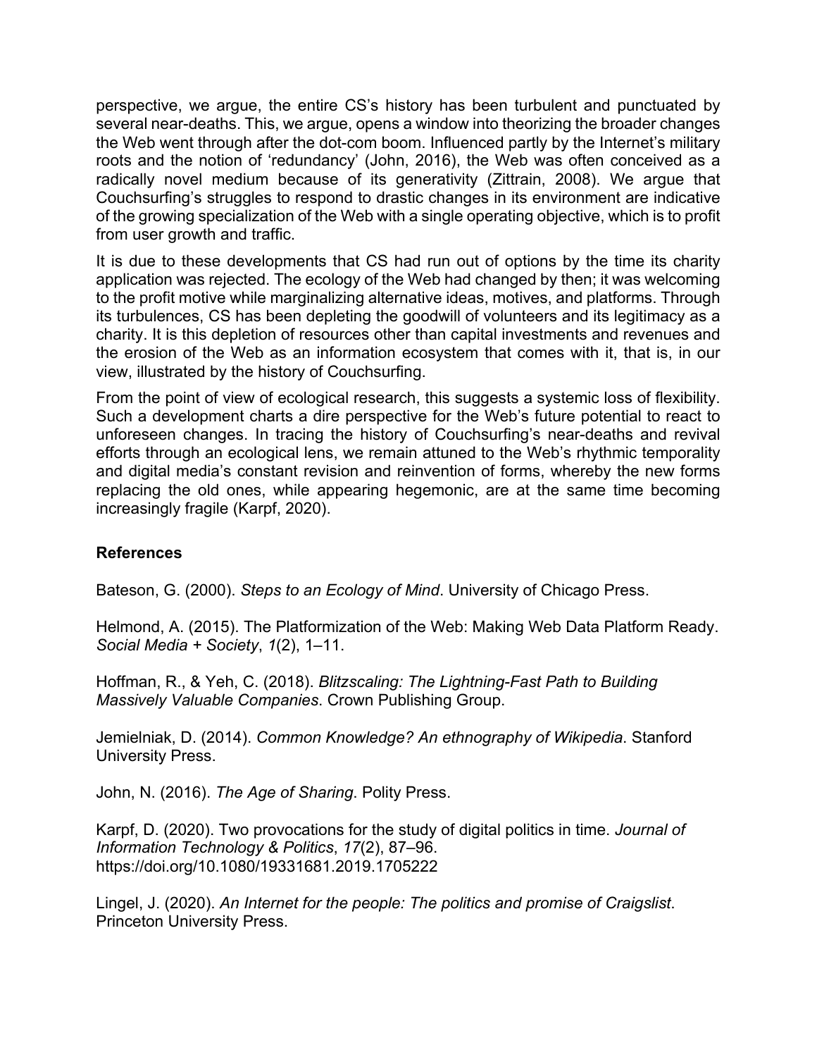perspective, we argue, the entire CS's history has been turbulent and punctuated by several near-deaths. This, we argue, opens a window into theorizing the broader changes the Web went through after the dot-com boom. Influenced partly by the Internet's military roots and the notion of 'redundancy' (John, 2016), the Web was often conceived as a radically novel medium because of its generativity (Zittrain, 2008). We argue that Couchsurfing's struggles to respond to drastic changes in its environment are indicative of the growing specialization of the Web with a single operating objective, which is to profit from user growth and traffic.

It is due to these developments that CS had run out of options by the time its charity application was rejected. The ecology of the Web had changed by then; it was welcoming to the profit motive while marginalizing alternative ideas, motives, and platforms. Through its turbulences, CS has been depleting the goodwill of volunteers and its legitimacy as a charity. It is this depletion of resources other than capital investments and revenues and the erosion of the Web as an information ecosystem that comes with it, that is, in our view, illustrated by the history of Couchsurfing.

From the point of view of ecological research, this suggests a systemic loss of flexibility. Such a development charts a dire perspective for the Web's future potential to react to unforeseen changes. In tracing the history of Couchsurfing's near-deaths and revival efforts through an ecological lens, we remain attuned to the Web's rhythmic temporality and digital media's constant revision and reinvention of forms, whereby the new forms replacing the old ones, while appearing hegemonic, are at the same time becoming increasingly fragile (Karpf, 2020).

## References

Bateson, G. (2000). *Steps to an Ecology of Mind*. University of Chicago Press.

Helmond, A. (2015). The Platformization of the Web: Making Web Data Platform Ready. *Social Media + Society*, *1*(2), 1–11.

Hoffman, R., & Yeh, C. (2018). *Blitzscaling: The Lightning-Fast Path to Building Massively Valuable Companies*. Crown Publishing Group.

Jemielniak, D. (2014). *Common Knowledge? An ethnography of Wikipedia*. Stanford University Press.

John, N. (2016). *The Age of Sharing*. Polity Press.

Karpf, D. (2020). Two provocations for the study of digital politics in time. *Journal of Information Technology & Politics*, *17*(2), 87–96. https://doi.org/10.1080/19331681.2019.1705222

Lingel, J. (2020). *An Internet for the people: The politics and promise of Craigslist*. Princeton University Press.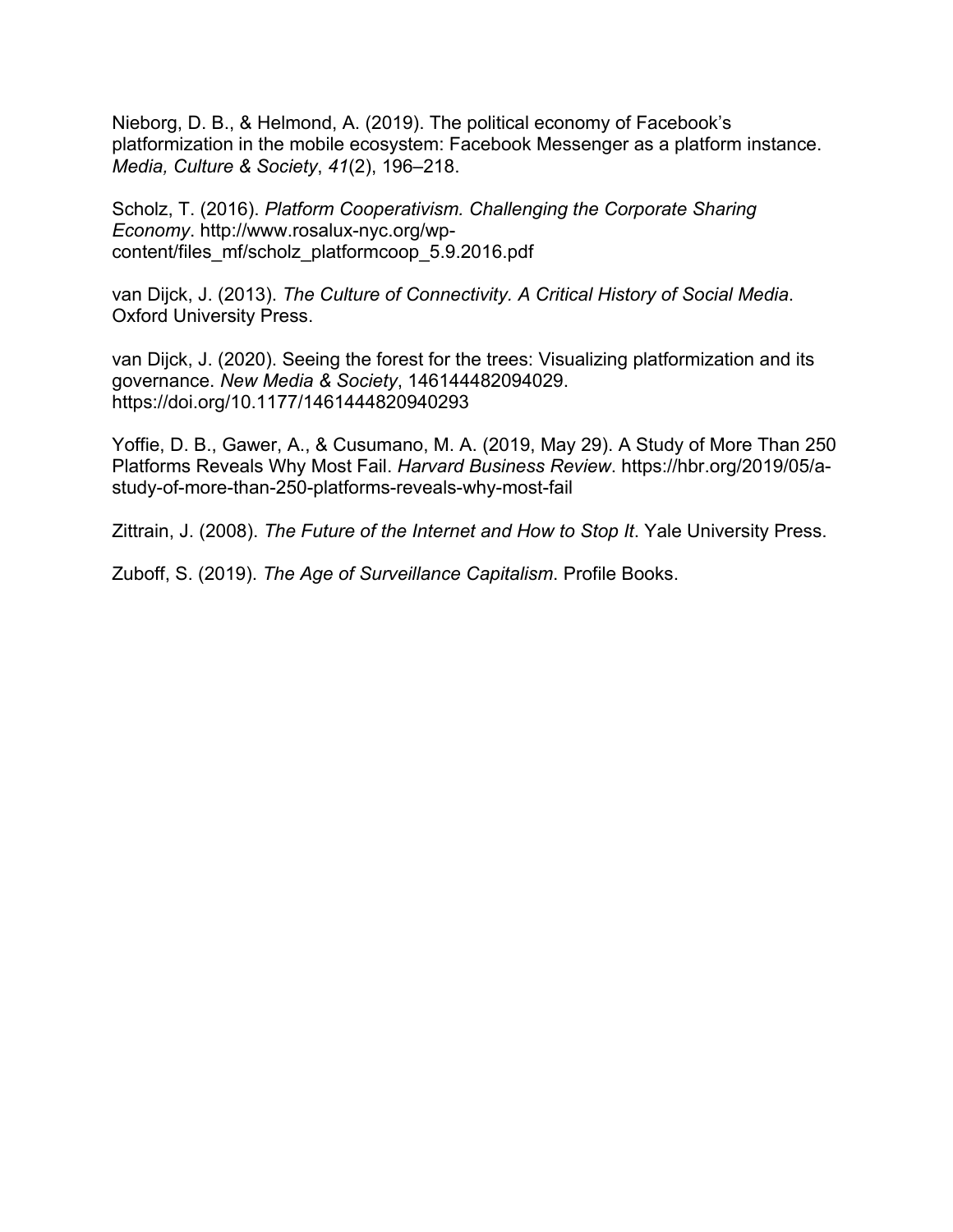Nieborg, D. B., & Helmond, A. (2019). The political economy of Facebook's platformization in the mobile ecosystem: Facebook Messenger as a platform instance. *Media, Culture & Society*, *41*(2), 196–218.

Scholz, T. (2016). *Platform Cooperativism. Challenging the Corporate Sharing Economy*. http://www.rosalux-nyc.org/wp-content/files_mf/scholz_platformcoop_5.9.2016.pdf

van Dijck, J. (2013). *The Culture of Connectivity. A Critical History of Social Media*. Oxford University Press.

van Dijck, J. (2020). Seeing the forest for the trees: Visualizing platformization and its governance. *New Media & Society*, 146144482094029. https://doi.org/10.1177/1461444820940293

Yoffie, D. B., Gawer, A., & Cusumano, M. A. (2019, May 29). A Study of More Than 250 Platforms Reveals Why Most Fail. *Harvard Business Review*. https://hbr.org/2019/05/a-study-of-more-than-250-platforms-reveals-why-most-fail

Zittrain, J. (2008). *The Future of the Internet and How to Stop It*. Yale University Press.

Zuboff, S. (2019). *The Age of Surveillance Capitalism*. Profile Books.